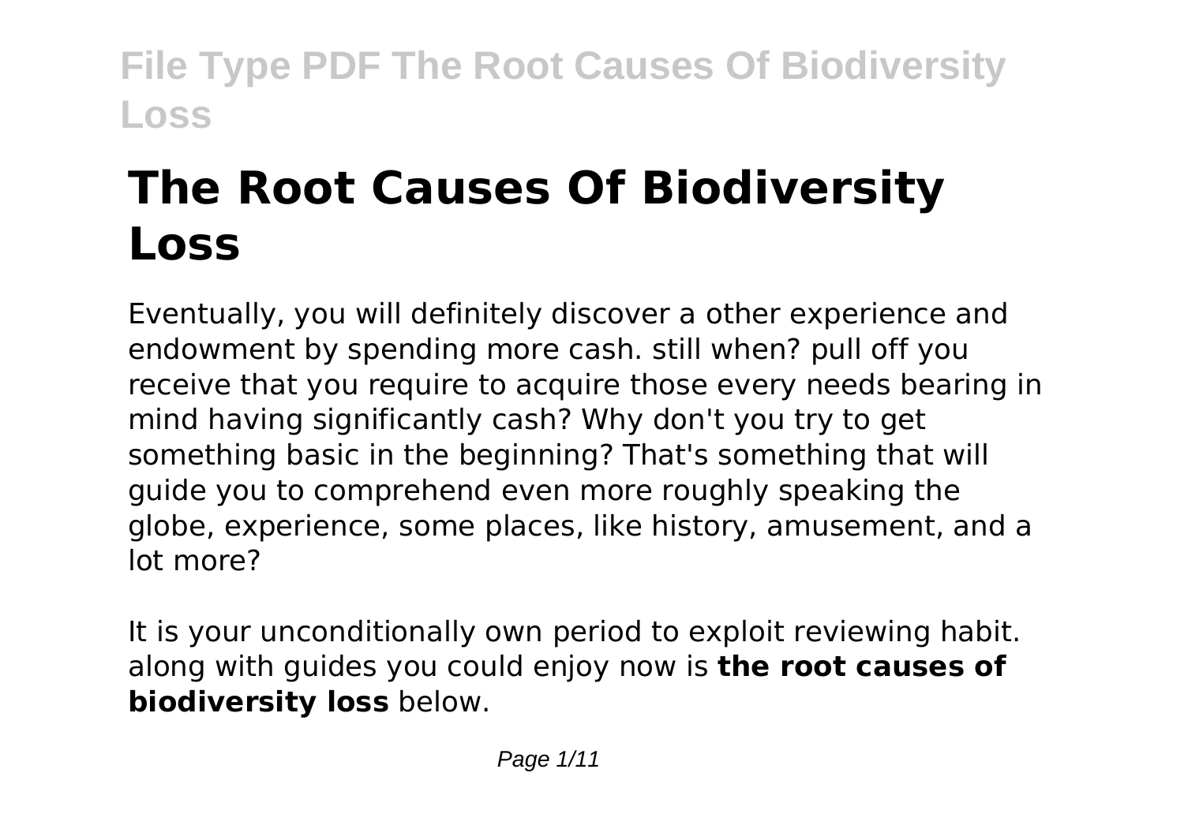# The Root Causes Of Biodiversity Loss

Eventually, you will definitely discover a other experience and endowment by spending more cash. still when? pull off you receive that you require to acquire those every needs bearing in mind having significantly cash? Why don't you try to get something basic in the beginning? That's something that will guide you to comprehend even more roughly speaking the globe, experience, some places, like history, amusement, and a lot more?

It is your unconditionally own period to exploit reviewing habit. along with guides you could enjoy now is **the root causes of biodiversity loss** below.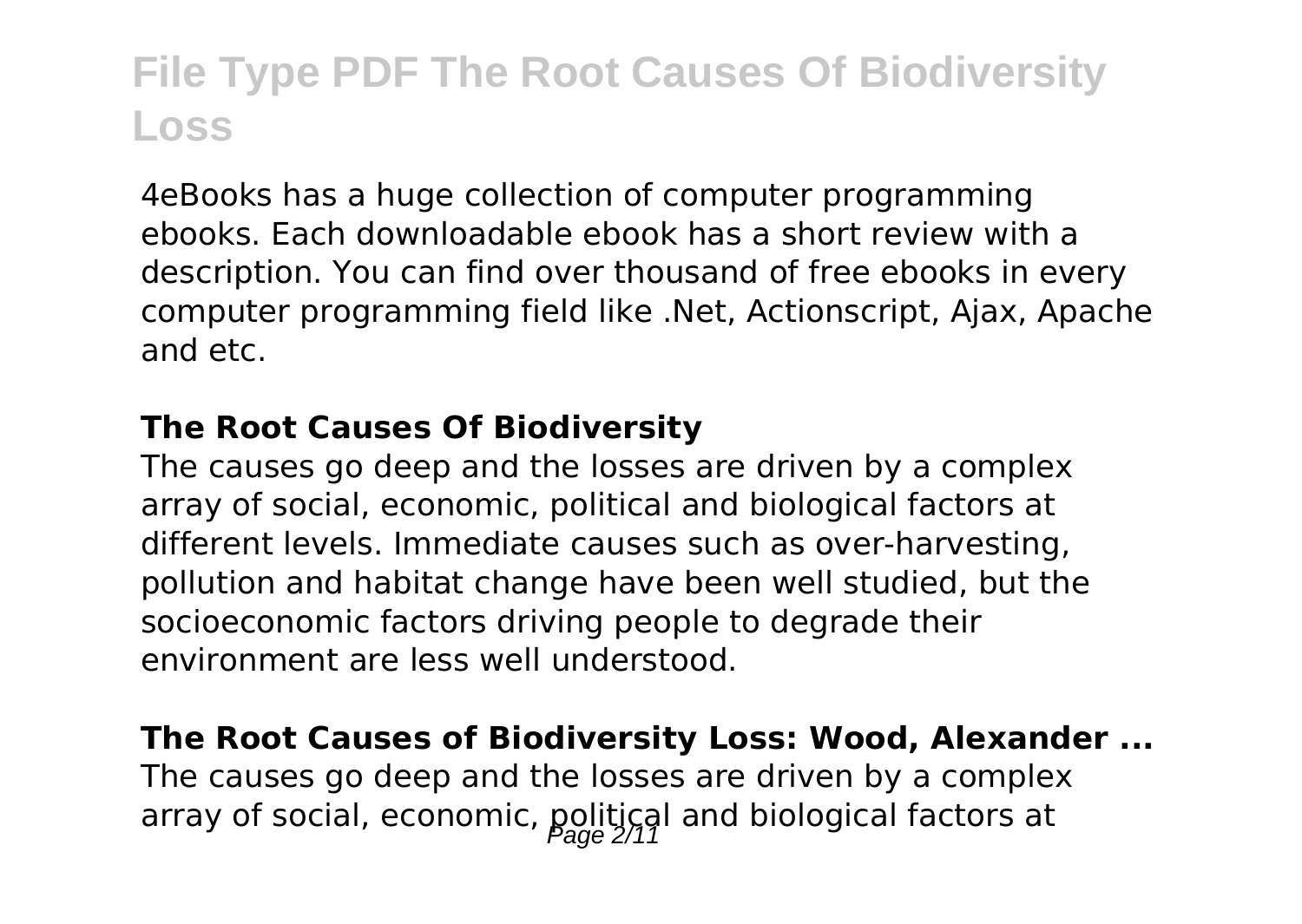4eBooks has a huge collection of computer programming ebooks. Each downloadable ebook has a short review with a description. You can find over thousand of free ebooks in every computer programming field like .Net, Actionscript, Ajax, Apache and etc.

**The Root Causes Of Biodiversity**

The causes go deep and the losses are driven by a complex array of social, economic, political and biological factors at different levels. Immediate causes such as over-harvesting, pollution and habitat change have been well studied, but the socioeconomic factors driving people to degrade their environment are less well understood.

**The Root Causes of Biodiversity Loss: Wood, Alexander ...**

The causes go deep and the losses are driven by a complex array of social, economic, political and biological factors at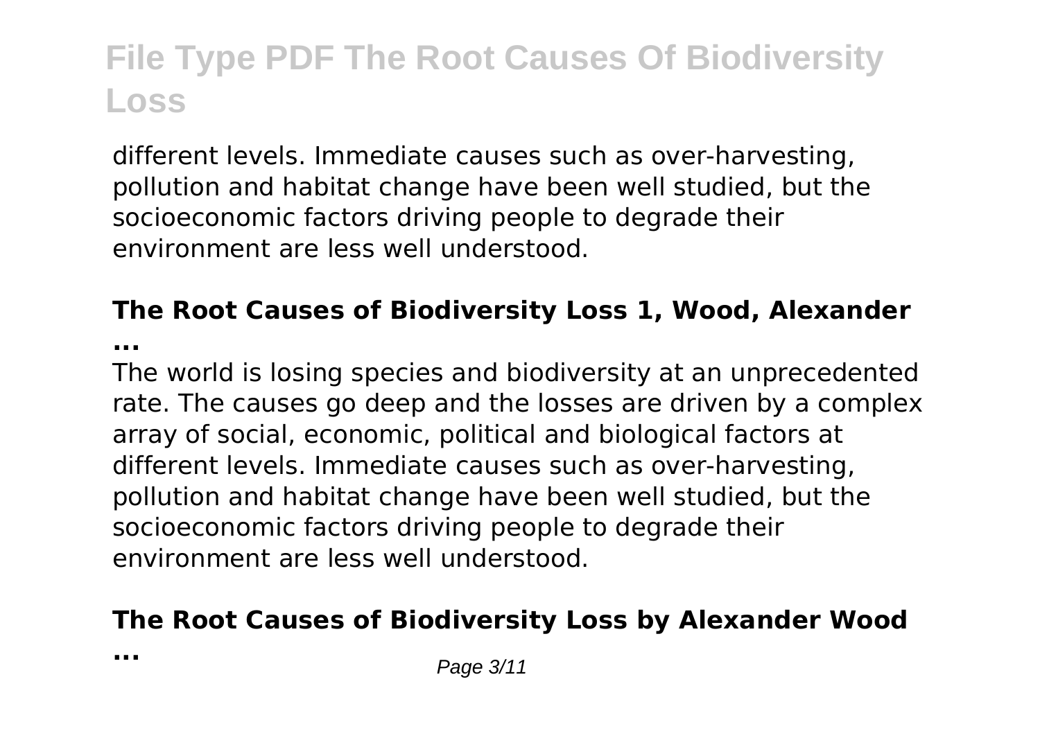different levels. Immediate causes such as over-harvesting, pollution and habitat change have been well studied, but the socioeconomic factors driving people to degrade their environment are less well understood.

## The Root Causes of Biodiversity Loss 1, Wood, Alexander ...

The world is losing species and biodiversity at an unprecedented rate. The causes go deep and the losses are driven by a complex array of social, economic, political and biological factors at different levels. Immediate causes such as over-harvesting, pollution and habitat change have been well studied, but the socioeconomic factors driving people to degrade their environment are less well understood.

## The Root Causes of Biodiversity Loss by Alexander Wood ...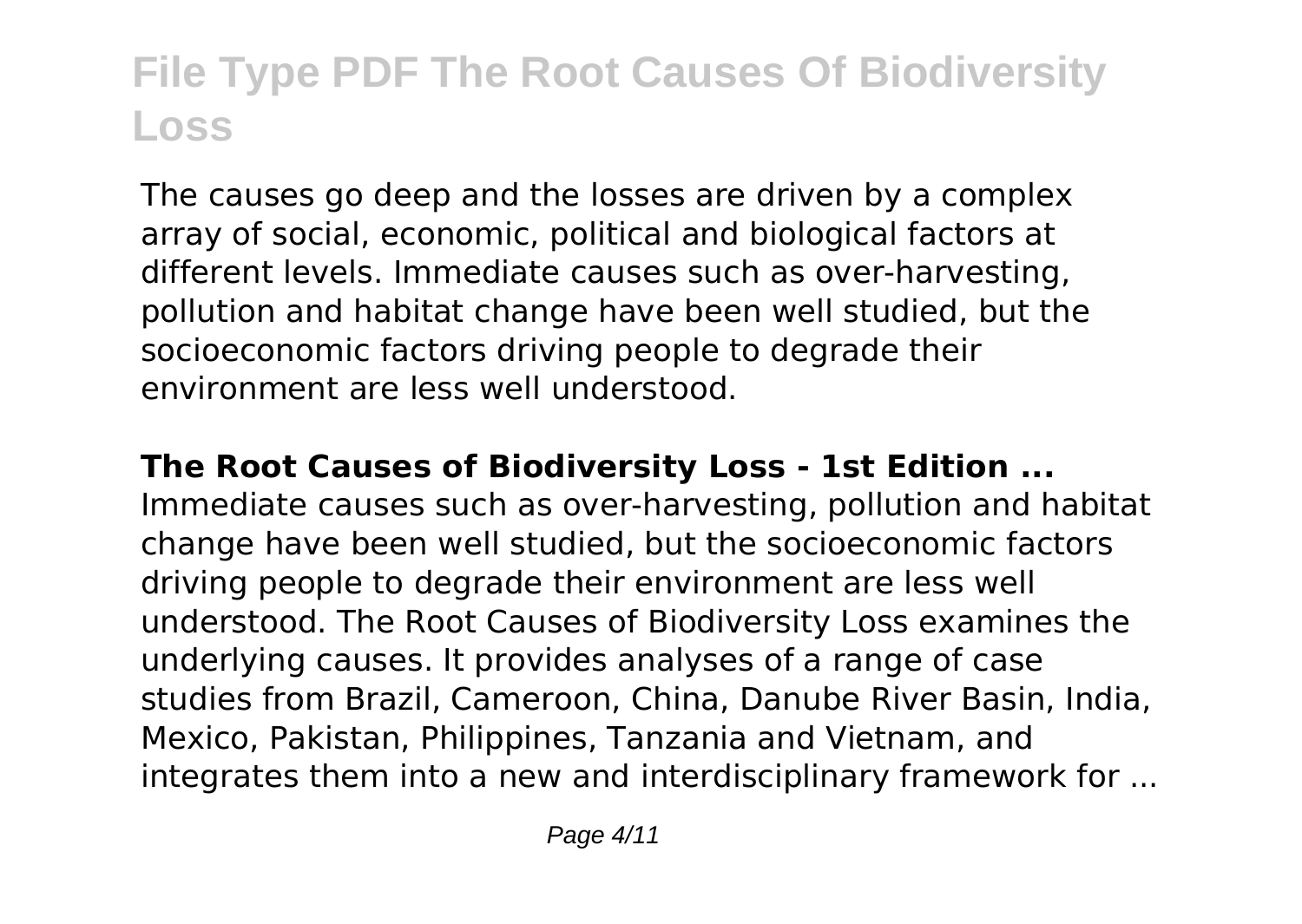The causes go deep and the losses are driven by a complex array of social, economic, political and biological factors at different levels. Immediate causes such as over-harvesting, pollution and habitat change have been well studied, but the socioeconomic factors driving people to degrade their environment are less well understood.

**The Root Causes of Biodiversity Loss - 1st Edition ...**

Immediate causes such as over-harvesting, pollution and habitat change have been well studied, but the socioeconomic factors driving people to degrade their environment are less well understood. The Root Causes of Biodiversity Loss examines the underlying causes. It provides analyses of a range of case studies from Brazil, Cameroon, China, Danube River Basin, India, Mexico, Pakistan, Philippines, Tanzania and Vietnam, and integrates them into a new and interdisciplinary framework for ...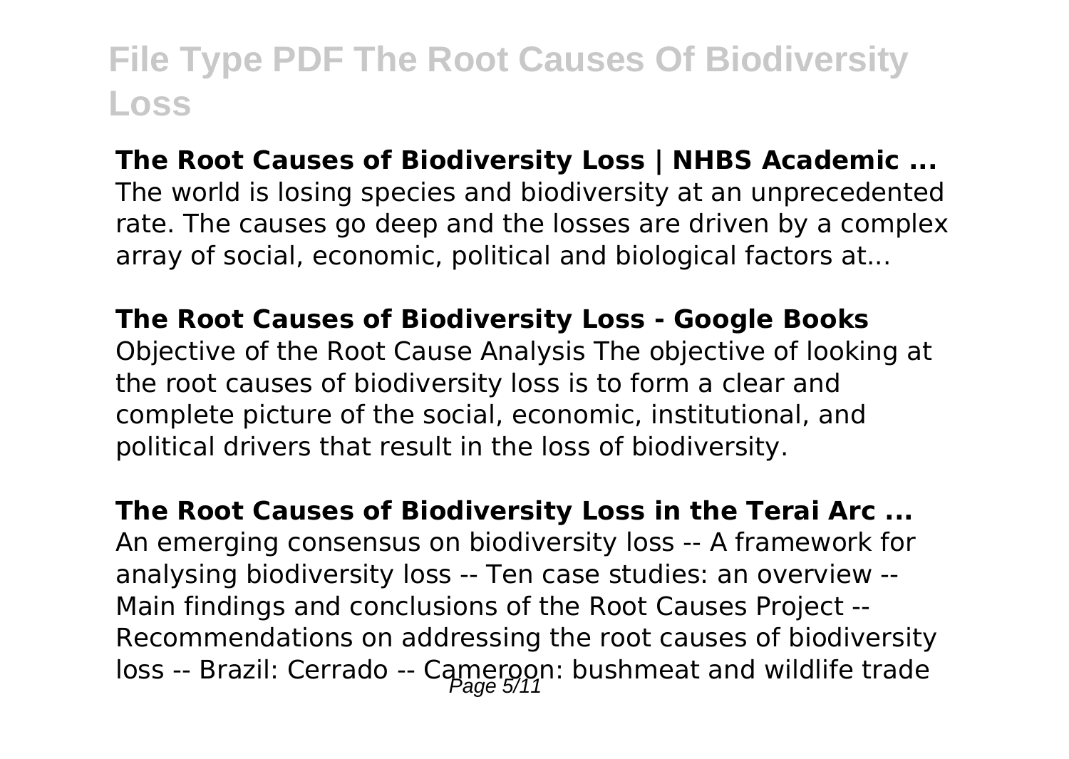**The Root Causes of Biodiversity Loss | NHBS Academic ...**
The world is losing species and biodiversity at an unprecedented rate. The causes go deep and the losses are driven by a complex array of social, economic, political and biological factors at...

**The Root Causes of Biodiversity Loss - Google Books**
Objective of the Root Cause Analysis The objective of looking at the root causes of biodiversity loss is to form a clear and complete picture of the social, economic, institutional, and political drivers that result in the loss of biodiversity.

**The Root Causes of Biodiversity Loss in the Terai Arc ...**
An emerging consensus on biodiversity loss -- A framework for analysing biodiversity loss -- Ten case studies: an overview -- Main findings and conclusions of the Root Causes Project -- Recommendations on addressing the root causes of biodiversity loss -- Brazil: Cerrado -- Cameroon: bushmeat and wildlife trade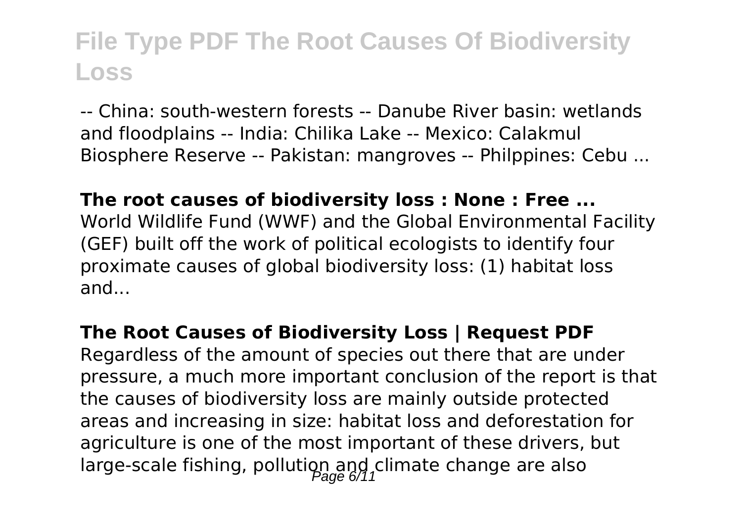-- China: south-western forests -- Danube River basin: wetlands and floodplains -- India: Chilika Lake -- Mexico: Calakmul Biosphere Reserve -- Pakistan: mangroves -- Philppines: Cebu ...

**The root causes of biodiversity loss : None : Free ...**
World Wildlife Fund (WWF) and the Global Environmental Facility (GEF) built off the work of political ecologists to identify four proximate causes of global biodiversity loss: (1) habitat loss and...

**The Root Causes of Biodiversity Loss | Request PDF**
Regardless of the amount of species out there that are under pressure, a much more important conclusion of the report is that the causes of biodiversity loss are mainly outside protected areas and increasing in size: habitat loss and deforestation for agriculture is one of the most important of these drivers, but large-scale fishing, pollution and climate change are also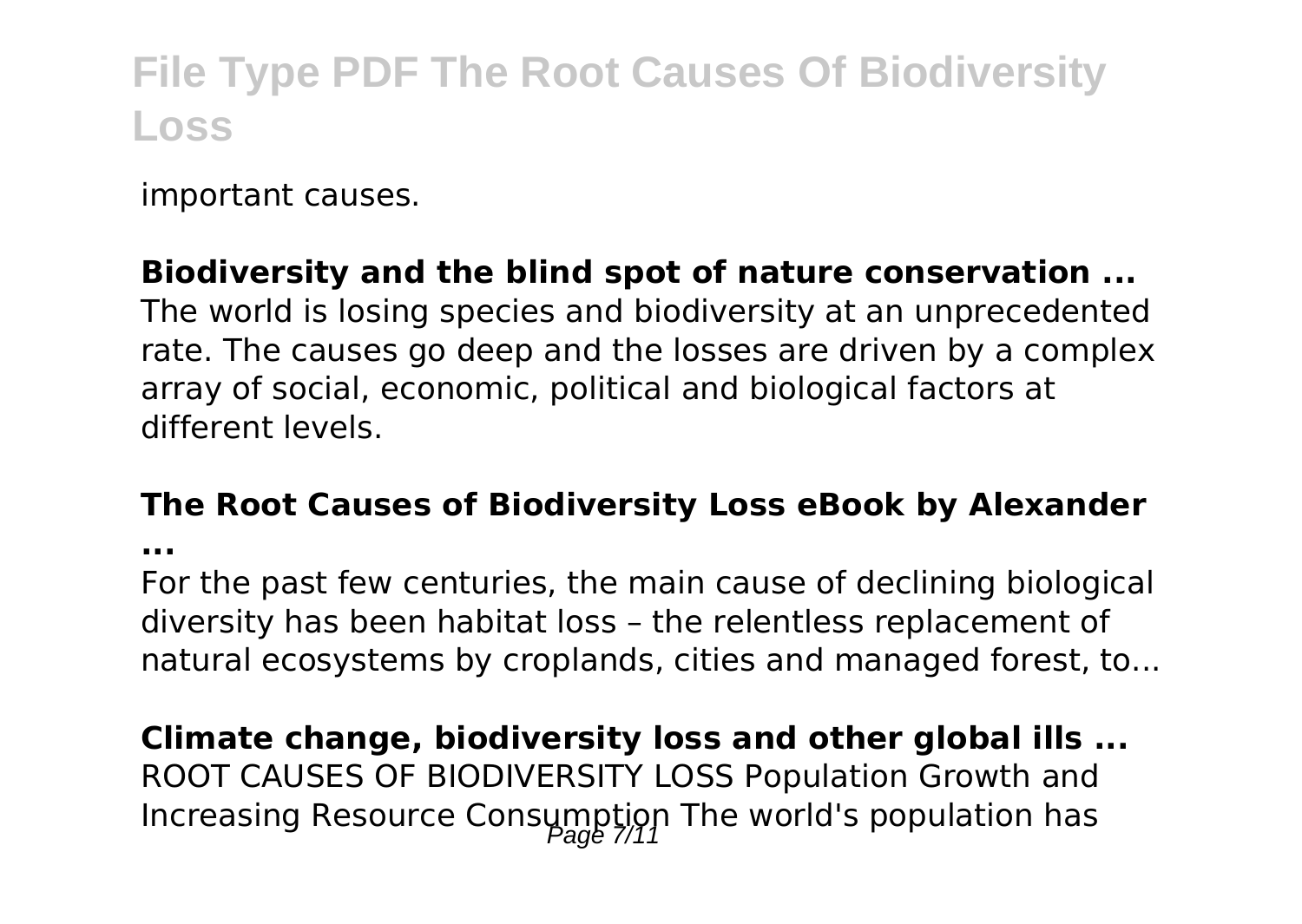important causes.

**Biodiversity and the blind spot of nature conservation ...**
The world is losing species and biodiversity at an unprecedented rate. The causes go deep and the losses are driven by a complex array of social, economic, political and biological factors at different levels.

**The Root Causes of Biodiversity Loss eBook by Alexander ...**
For the past few centuries, the main cause of declining biological diversity has been habitat loss – the relentless replacement of natural ecosystems by croplands, cities and managed forest, to...

**Climate change, biodiversity loss and other global ills ...**
ROOT CAUSES OF BIODIVERSITY LOSS Population Growth and Increasing Resource Consumption The world's population has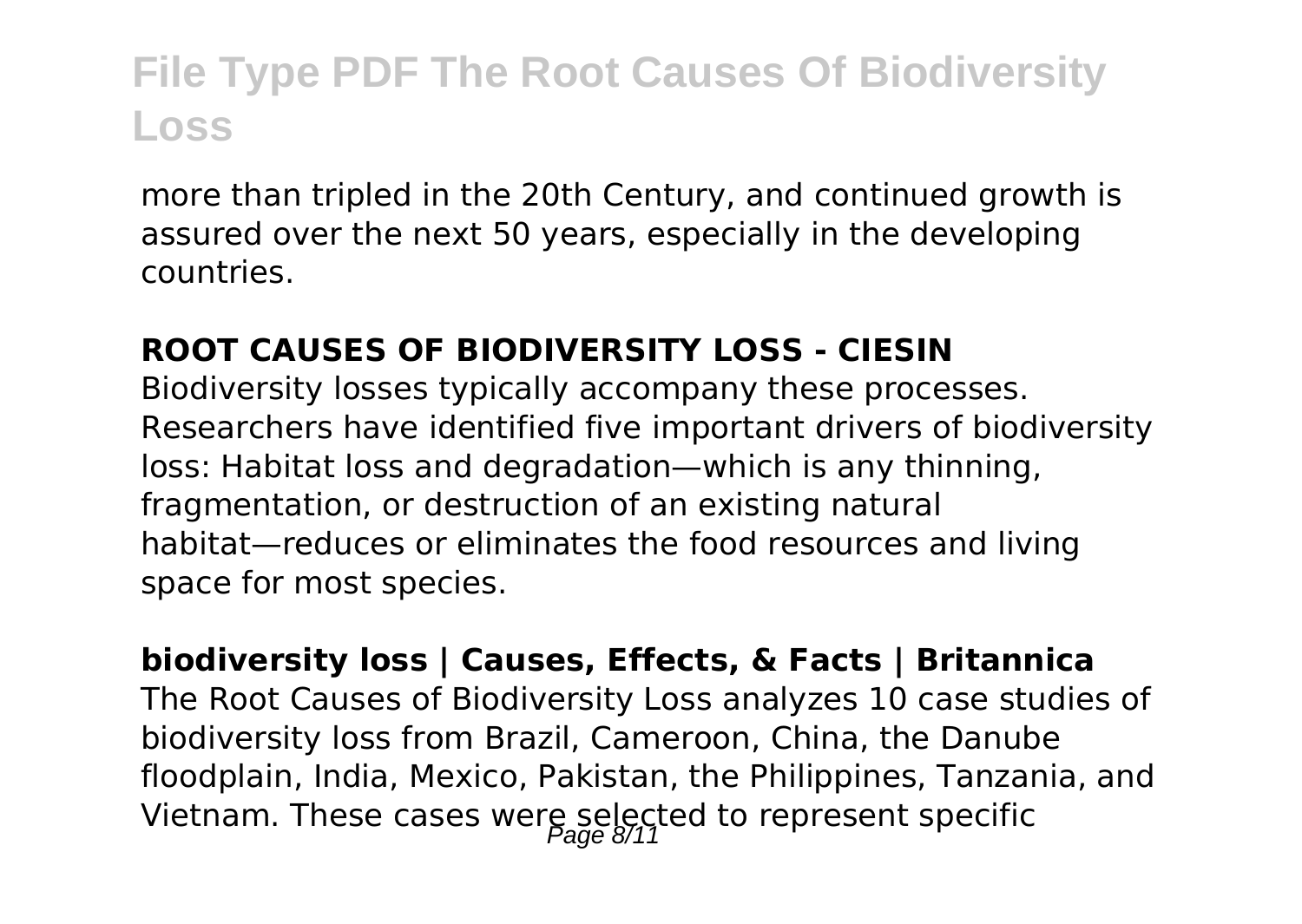more than tripled in the 20th Century, and continued growth is assured over the next 50 years, especially in the developing countries.

**ROOT CAUSES OF BIODIVERSITY LOSS - CIESIN**

Biodiversity losses typically accompany these processes. Researchers have identified five important drivers of biodiversity loss: Habitat loss and degradation—which is any thinning, fragmentation, or destruction of an existing natural habitat—reduces or eliminates the food resources and living space for most species.

**biodiversity loss | Causes, Effects, & Facts | Britannica**

The Root Causes of Biodiversity Loss analyzes 10 case studies of biodiversity loss from Brazil, Cameroon, China, the Danube floodplain, India, Mexico, Pakistan, the Philippines, Tanzania, and Vietnam. These cases were selected to represent specific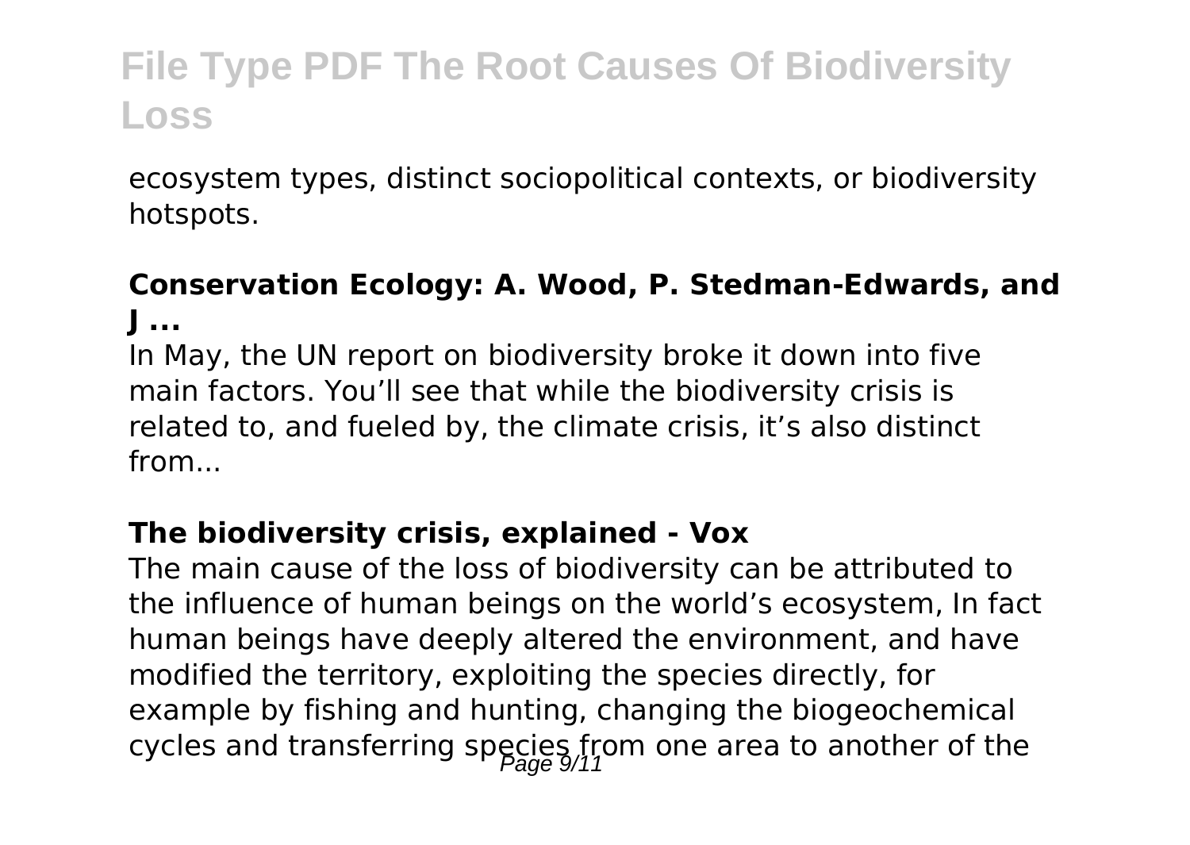ecosystem types, distinct sociopolitical contexts, or biodiversity hotspots.

**Conservation Ecology: A. Wood, P. Stedman-Edwards, and J ...**

In May, the UN report on biodiversity broke it down into five main factors. You'll see that while the biodiversity crisis is related to, and fueled by, the climate crisis, it's also distinct from...

**The biodiversity crisis, explained - Vox**

The main cause of the loss of biodiversity can be attributed to the influence of human beings on the world's ecosystem, In fact human beings have deeply altered the environment, and have modified the territory, exploiting the species directly, for example by fishing and hunting, changing the biogeochemical cycles and transferring species from one area to another of the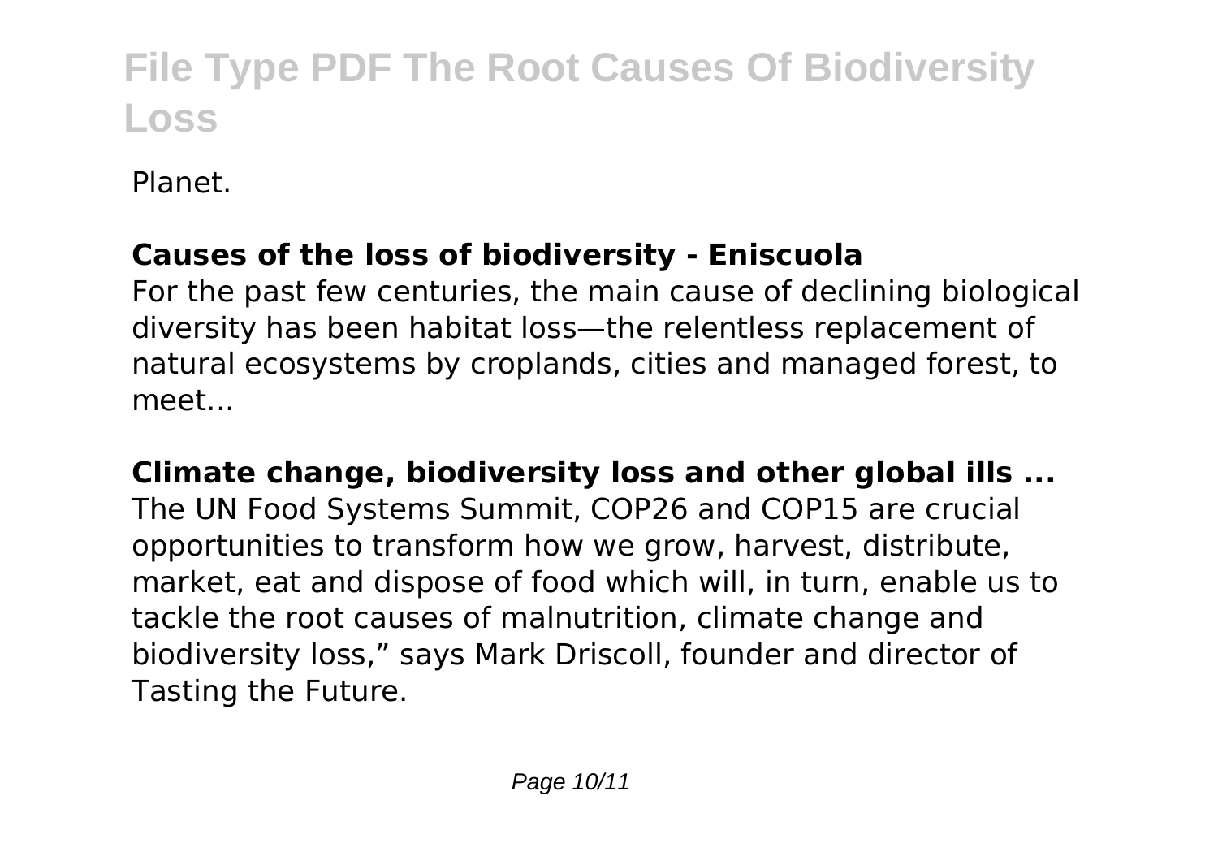Planet.

**Causes of the loss of biodiversity - Eniscuola**

For the past few centuries, the main cause of declining biological diversity has been habitat loss—the relentless replacement of natural ecosystems by croplands, cities and managed forest, to meet...

**Climate change, biodiversity loss and other global ills ...**

The UN Food Systems Summit, COP26 and COP15 are crucial opportunities to transform how we grow, harvest, distribute, market, eat and dispose of food which will, in turn, enable us to tackle the root causes of malnutrition, climate change and biodiversity loss," says Mark Driscoll, founder and director of Tasting the Future.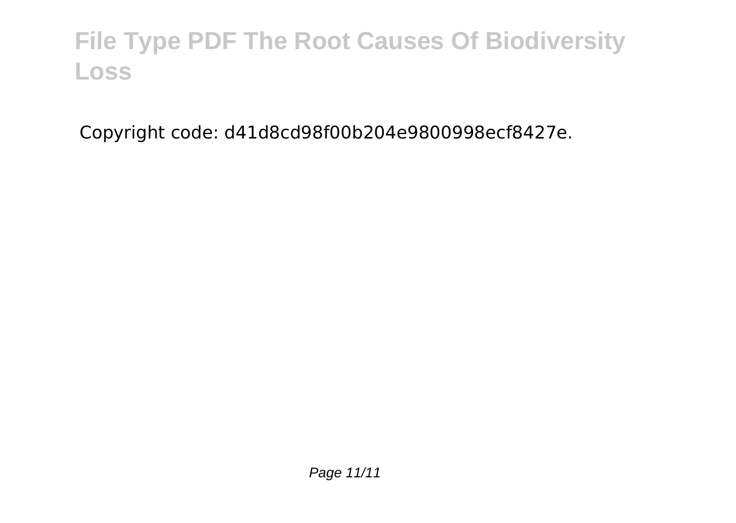Copyright code: d41d8cd98f00b204e9800998ecf8427e.